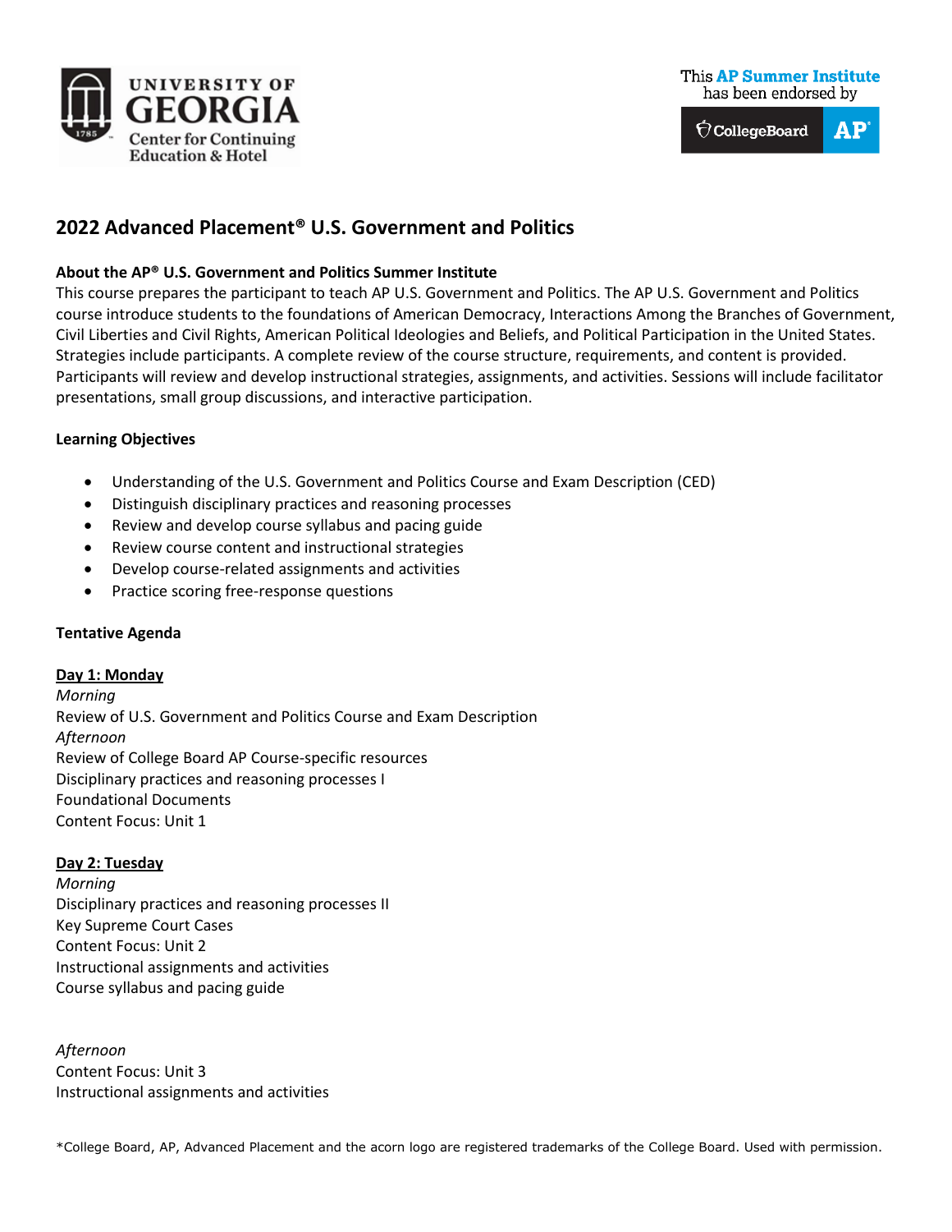UNIVERSITY OF GEORGIA
Center for Continuing Education & Hotel

This **AP Summer Institute** has been endorsed by CollegeBoard AP

# 2022 Advanced Placement® U.S. Government and Politics

**About the AP® U.S. Government and Politics Summer Institute**

This course prepares the participant to teach AP U.S. Government and Politics. The AP U.S. Government and Politics course introduce students to the foundations of American Democracy, Interactions Among the Branches of Government, Civil Liberties and Civil Rights, American Political Ideologies and Beliefs, and Political Participation in the United States. Strategies include participants. A complete review of the course structure, requirements, and content is provided. Participants will review and develop instructional strategies, assignments, and activities. Sessions will include facilitator presentations, small group discussions, and interactive participation.

**Learning Objectives**

- Understanding of the U.S. Government and Politics Course and Exam Description (CED)
- Distinguish disciplinary practices and reasoning processes
- Review and develop course syllabus and pacing guide
- Review course content and instructional strategies
- Develop course-related assignments and activities
- Practice scoring free-response questions

**Tentative Agenda**

**Day 1: Monday**

*Morning*

Review of U.S. Government and Politics Course and Exam Description

*Afternoon*

Review of College Board AP Course-specific resources

Disciplinary practices and reasoning processes I

Foundational Documents

Content Focus: Unit 1

**Day 2: Tuesday**

*Morning*

Disciplinary practices and reasoning processes II

Key Supreme Court Cases

Content Focus: Unit 2

Instructional assignments and activities

Course syllabus and pacing guide

*Afternoon*

Content Focus: Unit 3

Instructional assignments and activities

*College Board, AP, Advanced Placement and the acorn logo are registered trademarks of the College Board. Used with permission.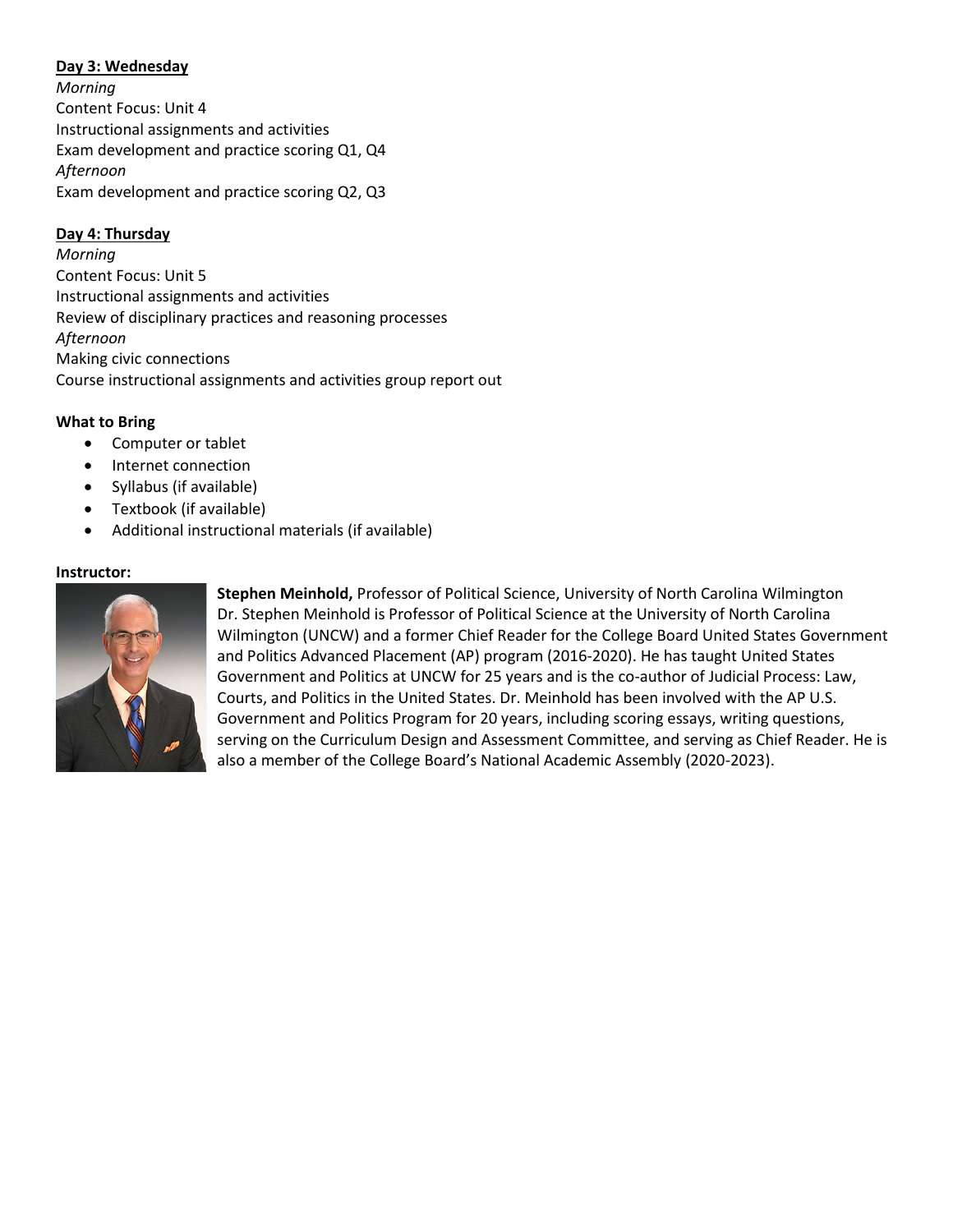**Day 3: Wednesday**

*Morning*

Content Focus: Unit 4

Instructional assignments and activities

Exam development and practice scoring Q1, Q4

*Afternoon*

Exam development and practice scoring Q2, Q3

**Day 4: Thursday**

*Morning*

Content Focus: Unit 5

Instructional assignments and activities

Review of disciplinary practices and reasoning processes

*Afternoon*

Making civic connections

Course instructional assignments and activities group report out

**What to Bring**

- Computer or tablet
- Internet connection
- Syllabus (if available)
- Textbook (if available)
- Additional instructional materials (if available)

**Instructor:**

**Stephen Meinhold,** Professor of Political Science, University of North Carolina Wilmington

Dr. Stephen Meinhold is Professor of Political Science at the University of North Carolina Wilmington (UNCW) and a former Chief Reader for the College Board United States Government and Politics Advanced Placement (AP) program (2016-2020). He has taught United States Government and Politics at UNCW for 25 years and is the co-author of Judicial Process: Law, Courts, and Politics in the United States. Dr. Meinhold has been involved with the AP U.S. Government and Politics Program for 20 years, including scoring essays, writing questions, serving on the Curriculum Design and Assessment Committee, and serving as Chief Reader. He is also a member of the College Board's National Academic Assembly (2020-2023).